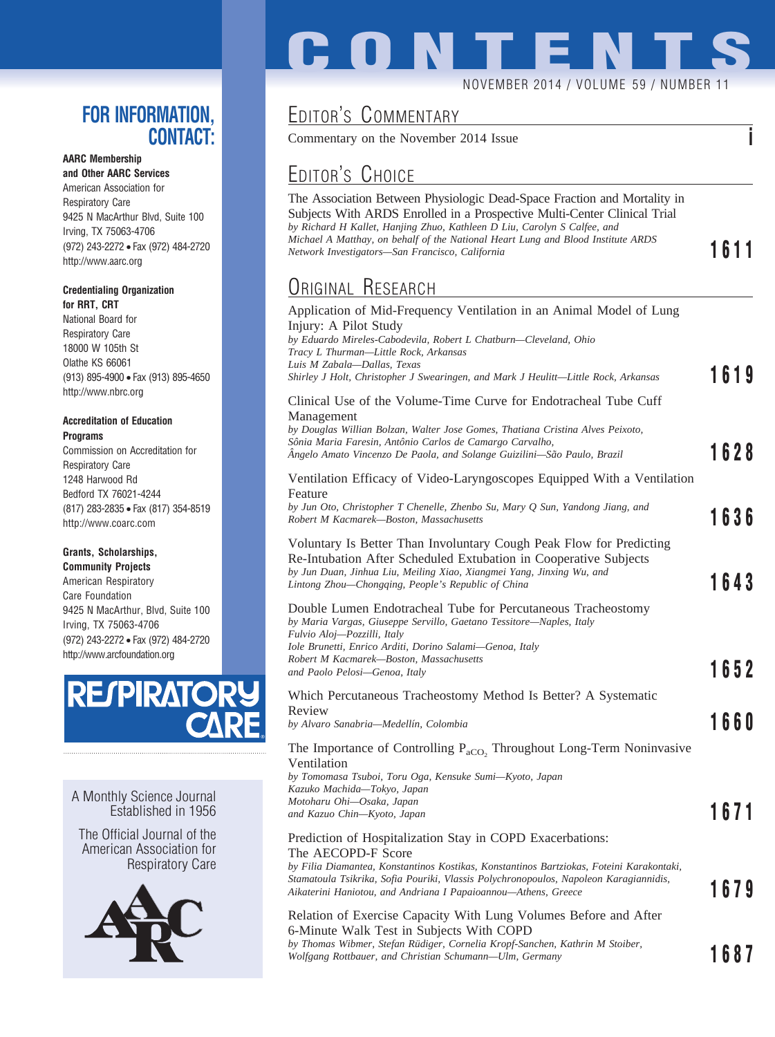# CONTENTS

NOVEMBER 2014 / VOLUME 59 / NUMBER 11

## FOR INFORMATION, CONTACT:

**AARC Membership and Other AARC Services**
American Association for Respiratory Care
9425 N MacArthur Blvd, Suite 100
Irving, TX 75063-4706
(972) 243-2272 • Fax (972) 484-2720
http://www.aarc.org

**Credentialing Organization for RRT, CRT**
National Board for Respiratory Care
18000 W 105th St
Olathe KS 66061
(913) 895-4900 • Fax (913) 895-4650
http://www.nbrc.org

**Accreditation of Education Programs**
Commission on Accreditation for Respiratory Care
1248 Harwood Rd
Bedford TX 76021-4244
(817) 283-2835 • Fax (817) 354-8519
http://www.coarc.com

**Grants, Scholarships, Community Projects**
American Respiratory Care Foundation
9425 N MacArthur, Blvd, Suite 100
Irving, TX 75063-4706
(972) 243-2272 • Fax (972) 484-2720
http://www.arcfoundation.org

RESPIRATORY CARE

A Monthly Science Journal
Established in 1956

The Official Journal of the American Association for Respiratory Care

## Editor's Commentary

Commentary on the November 2014 Issue — **i**

## Editor's Choice

The Association Between Physiologic Dead-Space Fraction and Mortality in Subjects With ARDS Enrolled in a Prospective Multi-Center Clinical Trial
*by Richard H Kallet, Hanjing Zhuo, Kathleen D Liu, Carolyn S Calfee, and Michael A Matthay, on behalf of the National Heart Lung and Blood Institute ARDS Network Investigators—San Francisco, California* — **1611**

## Original Research

Application of Mid-Frequency Ventilation in an Animal Model of Lung Injury: A Pilot Study
*by Eduardo Mireles-Cabodevila, Robert L Chatburn—Cleveland, Ohio*
*Tracy L Thurman—Little Rock, Arkansas*
*Luis M Zabala—Dallas, Texas*
*Shirley J Holt, Christopher J Swearingen, and Mark J Heulitt—Little Rock, Arkansas* — **1619**

Clinical Use of the Volume-Time Curve for Endotracheal Tube Cuff Management
*by Douglas Willian Bolzan, Walter Jose Gomes, Thatiana Cristina Alves Peixoto, Sônia Maria Faresin, Antônio Carlos de Camargo Carvalho, Ângelo Amato Vincenzo De Paola, and Solange Guizilini—São Paulo, Brazil* — **1628**

Ventilation Efficacy of Video-Laryngoscopes Equipped With a Ventilation Feature
*by Jun Oto, Christopher T Chenelle, Zhenbo Su, Mary Q Sun, Yandong Jiang, and Robert M Kacmarek—Boston, Massachusetts* — **1636**

Voluntary Is Better Than Involuntary Cough Peak Flow for Predicting Re-Intubation After Scheduled Extubation in Cooperative Subjects
*by Jun Duan, Jinhua Liu, Meiling Xiao, Xiangmei Yang, Jinxing Wu, and Lintong Zhou—Chongqing, People's Republic of China* — **1643**

Double Lumen Endotracheal Tube for Percutaneous Tracheostomy
*by Maria Vargas, Giuseppe Servillo, Gaetano Tessitore—Naples, Italy*
*Fulvio Aloj—Pozzilli, Italy*
*Iole Brunetti, Enrico Arditi, Dorino Salami—Genoa, Italy*
*Robert M Kacmarek—Boston, Massachusetts*
*and Paolo Pelosi—Genoa, Italy* — **1652**

Which Percutaneous Tracheostomy Method Is Better? A Systematic Review
*by Alvaro Sanabria—Medellín, Colombia* — **1660**

The Importance of Controlling $P_{aCO_2}$ Throughout Long-Term Noninvasive Ventilation
*by Tomomasa Tsuboi, Toru Oga, Kensuke Sumi—Kyoto, Japan*
*Kazuko Machida—Tokyo, Japan*
*Motoharu Ohi—Osaka, Japan*
*and Kazuo Chin—Kyoto, Japan* — **1671**

Prediction of Hospitalization Stay in COPD Exacerbations: The AECOPD-F Score
*by Filia Diamantea, Konstantinos Kostikas, Konstantinos Bartziokas, Foteini Karakontaki, Stamatoula Tsikrika, Sofia Pouriki, Vlassis Polychronopoulos, Napoleon Karagiannidis, Aikaterini Haniotou, and Andriana I Papaioannou—Athens, Greece* — **1679**

Relation of Exercise Capacity With Lung Volumes Before and After 6-Minute Walk Test in Subjects With COPD
*by Thomas Wibmer, Stefan Rüdiger, Cornelia Kropf-Sanchen, Kathrin M Stoiber, Wolfgang Rottbauer, and Christian Schumann—Ulm, Germany* — **1687**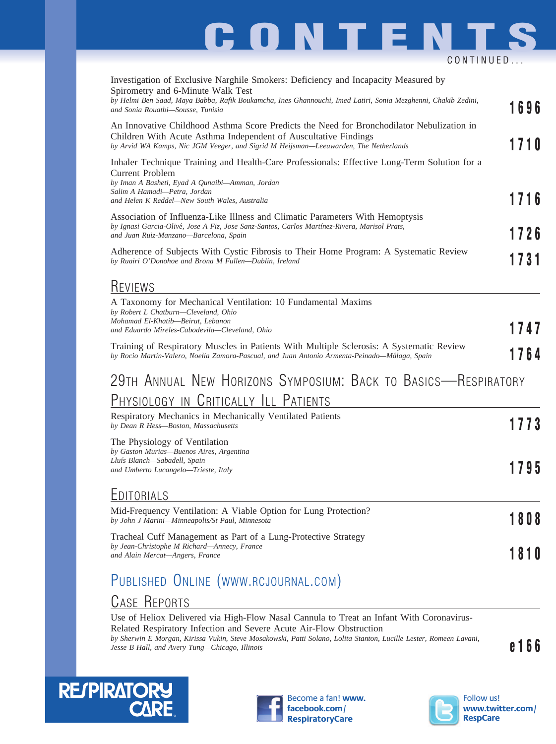# CONTENTS

CONTINUED...

Investigation of Exclusive Narghile Smokers: Deficiency and Incapacity Measured by Spirometry and 6-Minute Walk Test
*by Helmi Ben Saad, Maya Babba, Rafik Boukamcha, Ines Ghannouchi, Imed Latiri, Sonia Mezghenni, Chakib Zedini, and Sonia Rouatbi—Sousse, Tunisia* **1696**

An Innovative Childhood Asthma Score Predicts the Need for Bronchodilator Nebulization in Children With Acute Asthma Independent of Auscultative Findings
*by Arvid WA Kamps, Nic JGM Veeger, and Sigrid M Heijsman—Leeuwarden, The Netherlands* **1710**

Inhaler Technique Training and Health-Care Professionals: Effective Long-Term Solution for a Current Problem
*by Iman A Basheti, Eyad A Qunaibi—Amman, Jordan*
*Salim A Hamadi—Petra, Jordan*
*and Helen K Reddel—New South Wales, Australia* **1716**

Association of Influenza-Like Illness and Climatic Parameters With Hemoptysis
*by Ignasi Garcia-Olivé, Jose A Fiz, Jose Sanz-Santos, Carlos Martínez-Rivera, Marisol Prats, and Juan Ruiz-Manzano—Barcelona, Spain* **1726**

Adherence of Subjects With Cystic Fibrosis to Their Home Program: A Systematic Review
*by Ruairi O'Donohoe and Brona M Fullen—Dublin, Ireland* **1731**

## Reviews

A Taxonomy for Mechanical Ventilation: 10 Fundamental Maxims
*by Robert L Chatburn—Cleveland, Ohio*
*Mohamad El-Khatib—Beirut, Lebanon*
*and Eduardo Mireles-Cabodevila—Cleveland, Ohio* **1747**

Training of Respiratory Muscles in Patients With Multiple Sclerosis: A Systematic Review
*by Rocio Martín-Valero, Noelia Zamora-Pascual, and Juan Antonio Armenta-Peinado—Málaga, Spain* **1764**

## 29th Annual New Horizons Symposium: Back to Basics—Respiratory Physiology in Critically Ill Patients

Respiratory Mechanics in Mechanically Ventilated Patients
*by Dean R Hess—Boston, Massachusetts* **1773**

The Physiology of Ventilation
*by Gaston Murias—Buenos Aires, Argentina*
*Lluís Blanch—Sabadell, Spain*
*and Umberto Lucangelo—Trieste, Italy* **1795**

## Editorials

Mid-Frequency Ventilation: A Viable Option for Lung Protection?
*by John J Marini—Minneapolis/St Paul, Minnesota* **1808**

Tracheal Cuff Management as Part of a Lung-Protective Strategy
*by Jean-Christophe M Richard—Annecy, France*
*and Alain Mercat—Angers, France* **1810**

## Published Online (www.rcjournal.com)

## Case Reports

Use of Heliox Delivered via High-Flow Nasal Cannula to Treat an Infant With Coronavirus-Related Respiratory Infection and Severe Acute Air-Flow Obstruction
*by Sherwin E Morgan, Kirissa Vukin, Steve Mosakowski, Patti Solano, Lolita Stanton, Lucille Lester, Romeen Lavani, Jesse B Hall, and Avery Tung—Chicago, Illinois* **e166**

RESPIRATORY CARE

Become a fan! www.facebook.com/RespiratoryCare

Follow us! www.twitter.com/RespCare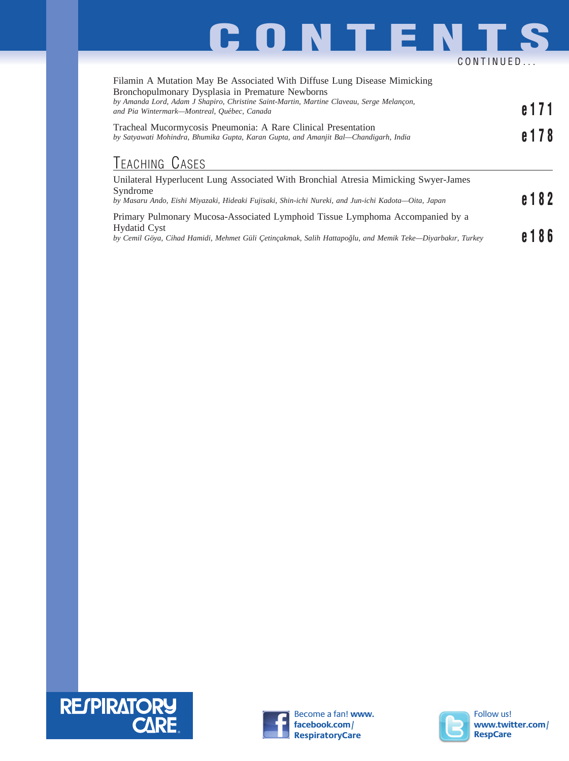# CONTENTS

CONTINUED...

Filamin A Mutation May Be Associated With Diffuse Lung Disease Mimicking Bronchopulmonary Dysplasia in Premature Newborns
*by Amanda Lord, Adam J Shapiro, Christine Saint-Martin, Martine Claveau, Serge Melançon, and Pia Wintermark—Montreal, Québec, Canada* **e171**

Tracheal Mucormycosis Pneumonia: A Rare Clinical Presentation
*by Satyawati Mohindra, Bhumika Gupta, Karan Gupta, and Amanjit Bal—Chandigarh, India* **e178**

## Teaching Cases

Unilateral Hyperlucent Lung Associated With Bronchial Atresia Mimicking Swyer-James Syndrome
*by Masaru Ando, Eishi Miyazaki, Hideaki Fujisaki, Shin-ichi Nureki, and Jun-ichi Kadota—Oita, Japan* **e182**

Primary Pulmonary Mucosa-Associated Lymphoid Tissue Lymphoma Accompanied by a Hydatid Cyst
*by Cemil Göya, Cihad Hamidi, Mehmet Güli Çetinçakmak, Salih Hattapoğlu, and Memik Teke—Diyarbakır, Turkey* **e186**

RESPIRATORY CARE

Become a fan! www.facebook.com/RespiratoryCare

Follow us! www.twitter.com/RespCare